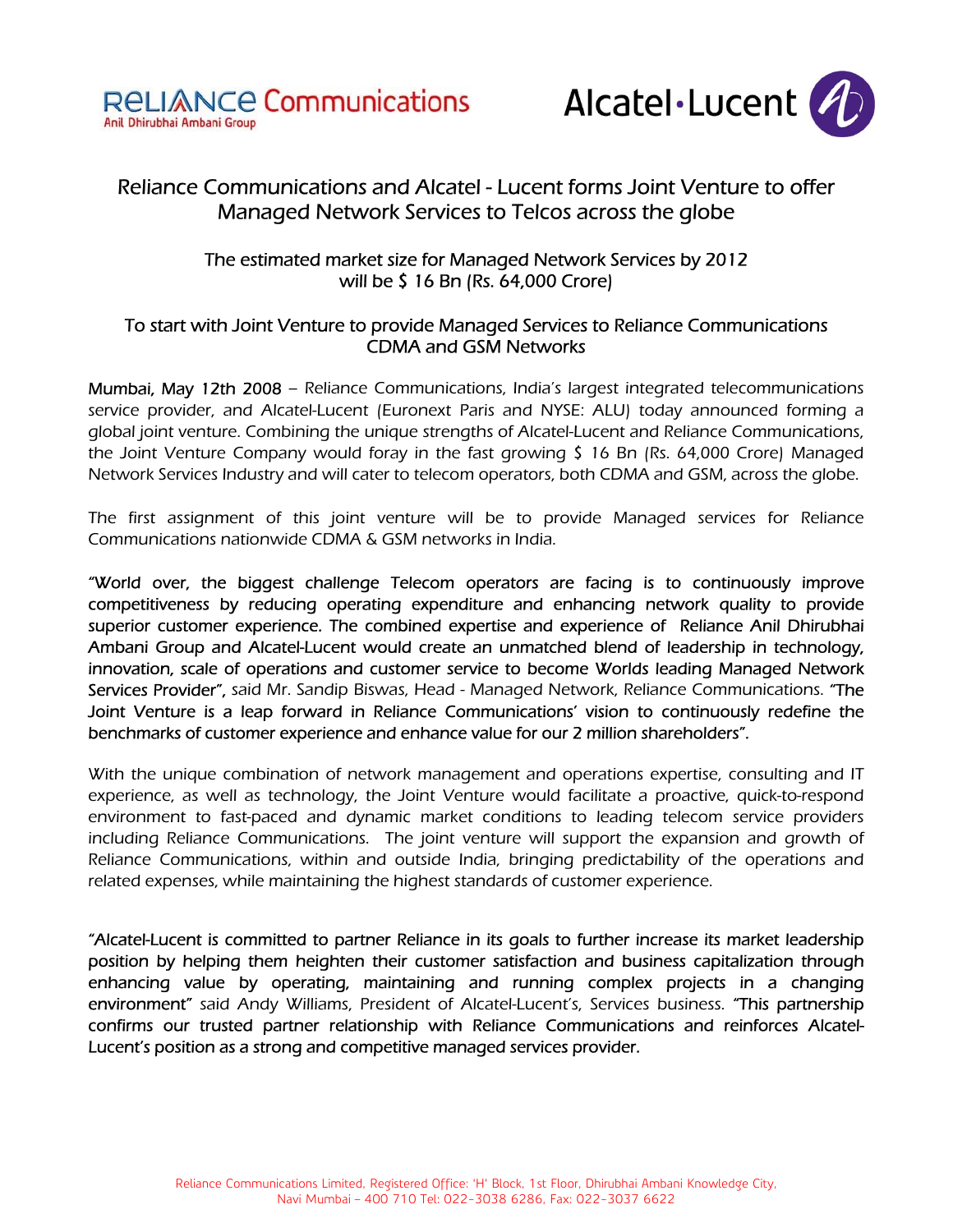RELIANCE Communications
Anil Dhirubhai Ambani Group

Alcatel·Lucent

# Reliance Communications and Alcatel - Lucent forms Joint Venture to offer Managed Network Services to Telcos across the globe

## The estimated market size for Managed Network Services by 2012 will be $ 16 Bn (Rs. 64,000 Crore)

## To start with Joint Venture to provide Managed Services to Reliance Communications CDMA and GSM Networks

**Mumbai, May 12th 2008** – Reliance Communications, India's largest integrated telecommunications service provider, and Alcatel-Lucent (Euronext Paris and NYSE: ALU) today announced forming a global joint venture. Combining the unique strengths of Alcatel-Lucent and Reliance Communications, the Joint Venture Company would foray in the fast growing $ 16 Bn (Rs. 64,000 Crore) Managed Network Services Industry and will cater to telecom operators, both CDMA and GSM, across the globe.

The first assignment of this joint venture will be to provide Managed services for Reliance Communications nationwide CDMA & GSM networks in India.

"World over, the biggest challenge Telecom operators are facing is to continuously improve competitiveness by reducing operating expenditure and enhancing network quality to provide superior customer experience. The combined expertise and experience of Reliance Anil Dhirubhai Ambani Group and Alcatel-Lucent would create an unmatched blend of leadership in technology, innovation, scale of operations and customer service to become Worlds leading Managed Network Services Provider", said Mr. Sandip Biswas, Head - Managed Network, Reliance Communications. "The Joint Venture is a leap forward in Reliance Communications' vision to continuously redefine the benchmarks of customer experience and enhance value for our 2 million shareholders".

With the unique combination of network management and operations expertise, consulting and IT experience, as well as technology, the Joint Venture would facilitate a proactive, quick-to-respond environment to fast-paced and dynamic market conditions to leading telecom service providers including Reliance Communications. The joint venture will support the expansion and growth of Reliance Communications, within and outside India, bringing predictability of the operations and related expenses, while maintaining the highest standards of customer experience.

"Alcatel-Lucent is committed to partner Reliance in its goals to further increase its market leadership position by helping them heighten their customer satisfaction and business capitalization through enhancing value by operating, maintaining and running complex projects in a changing environment" said Andy Williams, President of Alcatel-Lucent's, Services business. "This partnership confirms our trusted partner relationship with Reliance Communications and reinforces Alcatel-Lucent's position as a strong and competitive managed services provider.

Reliance Communications Limited, Registered Office: 'H' Block, 1st Floor, Dhirubhai Ambani Knowledge City, Navi Mumbai - 400 710 Tel: 022-3038 6286, Fax: 022-3037 6622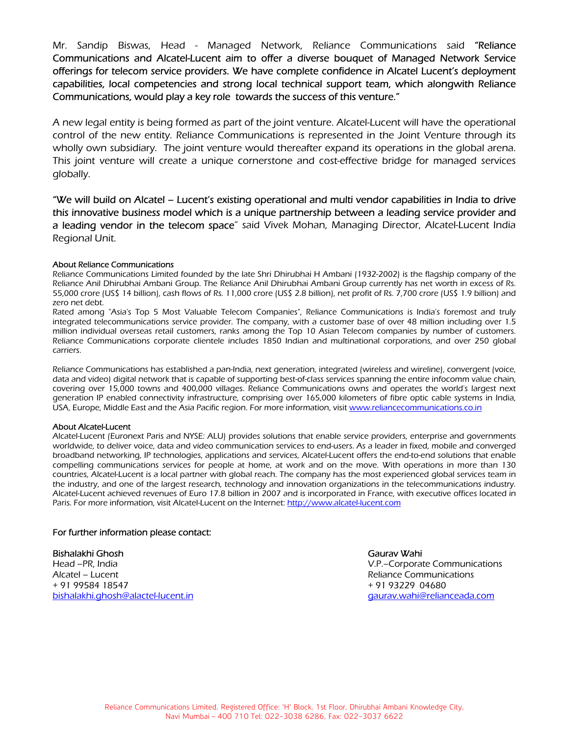Mr. Sandip Biswas, Head - Managed Network, Reliance Communications said "Reliance Communications and Alcatel-Lucent aim to offer a diverse bouquet of Managed Network Service offerings for telecom service providers. We have complete confidence in Alcatel Lucent's deployment capabilities, local competencies and strong local technical support team, which alongwith Reliance Communications, would play a key role towards the success of this venture."

A new legal entity is being formed as part of the joint venture. Alcatel-Lucent will have the operational control of the new entity. Reliance Communications is represented in the Joint Venture through its wholly own subsidiary. The joint venture would thereafter expand its operations in the global arena. This joint venture will create a unique cornerstone and cost-effective bridge for managed services globally.

"We will build on Alcatel – Lucent's existing operational and multi vendor capabilities in India to drive this innovative business model which is a unique partnership between a leading service provider and a leading vendor in the telecom space" said Vivek Mohan, Managing Director, Alcatel-Lucent India Regional Unit.

**About Reliance Communications**

Reliance Communications Limited founded by the late Shri Dhirubhai H Ambani (1932-2002) is the flagship company of the Reliance Anil Dhirubhai Ambani Group. The Reliance Anil Dhirubhai Ambani Group currently has net worth in excess of Rs. 55,000 crore (US$ 14 billion), cash flows of Rs. 11,000 crore (US$ 2.8 billion), net profit of Rs. 7,700 crore (US$ 1.9 billion) and zero net debt.

Rated among "Asia's Top 5 Most Valuable Telecom Companies", Reliance Communications is India's foremost and truly integrated telecommunications service provider. The company, with a customer base of over 48 million including over 1.5 million individual overseas retail customers, ranks among the Top 10 Asian Telecom companies by number of customers. Reliance Communications corporate clientele includes 1850 Indian and multinational corporations, and over 250 global carriers.

Reliance Communications has established a pan-India, next generation, integrated (wireless and wireline), convergent (voice, data and video) digital network that is capable of supporting best-of-class services spanning the entire infocomm value chain, covering over 15,000 towns and 400,000 villages. Reliance Communications owns and operates the world's largest next generation IP enabled connectivity infrastructure, comprising over 165,000 kilometers of fibre optic cable systems in India, USA, Europe, Middle East and the Asia Pacific region. For more information, visit www.reliancecommunications.co.in

**About Alcatel-Lucent**

Alcatel-Lucent (Euronext Paris and NYSE: ALU) provides solutions that enable service providers, enterprise and governments worldwide, to deliver voice, data and video communication services to end-users. As a leader in fixed, mobile and converged broadband networking, IP technologies, applications and services, Alcatel-Lucent offers the end-to-end solutions that enable compelling communications services for people at home, at work and on the move. With operations in more than 130 countries, Alcatel-Lucent is a local partner with global reach. The company has the most experienced global services team in the industry, and one of the largest research, technology and innovation organizations in the telecommunications industry. Alcatel-Lucent achieved revenues of Euro 17.8 billion in 2007 and is incorporated in France, with executive offices located in Paris. For more information, visit Alcatel-Lucent on the Internet: http://www.alcatel-lucent.com

For further information please contact:

Bishalakhi Ghosh
Head –PR, India
Alcatel – Lucent
+ 91 99584 18547
bishalakhi.ghosh@alactel-lucent.in

Gaurav Wahi
V.P.–Corporate Communications
Reliance Communications
+ 91 93229 04680
gaurav.wahi@relianceada.com

Reliance Communications Limited, Registered Office: 'H' Block, 1st Floor, Dhirubhai Ambani Knowledge City, Navi Mumbai – 400 710 Tel: 022-3038 6286, Fax: 022-3037 6622